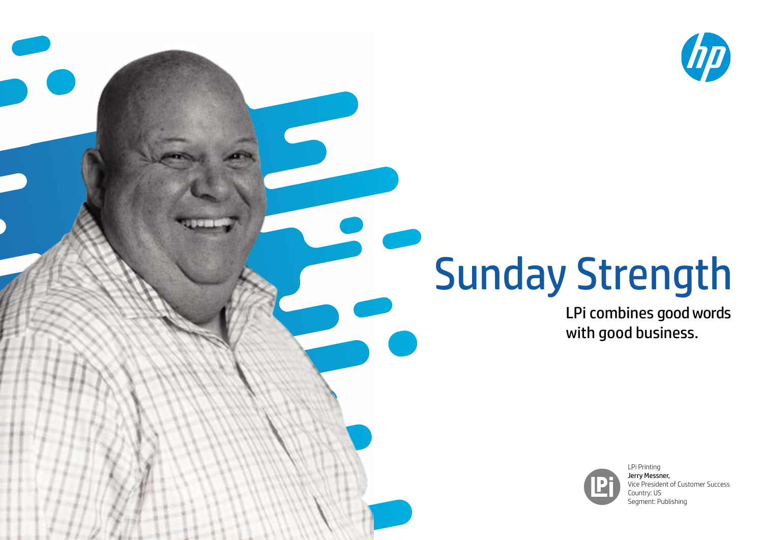# Sunday Strength

LPi combines good words with good business.

LPi Printing
**Jerry Messner,**
Vice President of Customer Success
Country: US
Segment: Publishing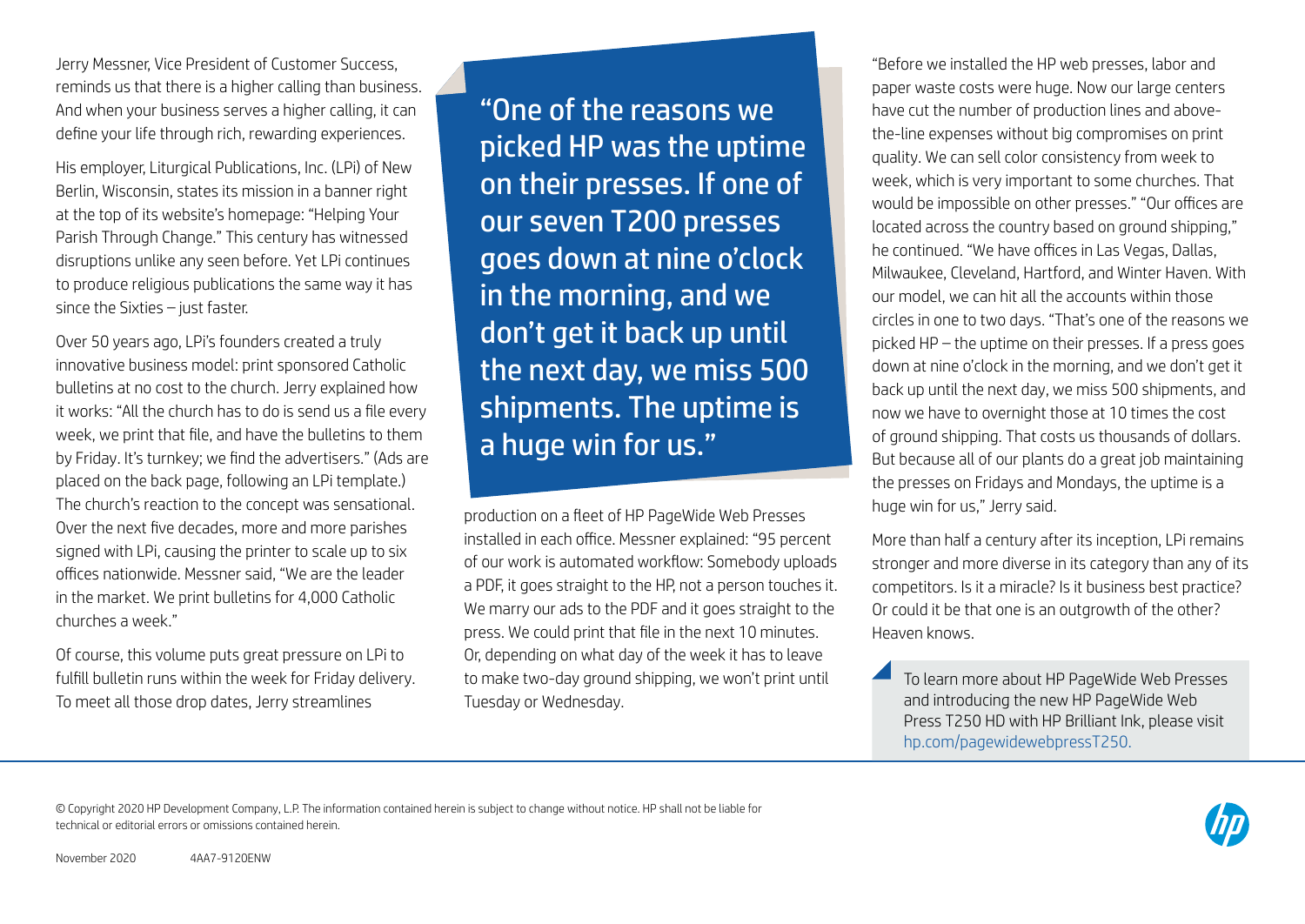Jerry Messner, Vice President of Customer Success, reminds us that there is a higher calling than business. And when your business serves a higher calling, it can define your life through rich, rewarding experiences.

His employer, Liturgical Publications, Inc. (LPi) of New Berlin, Wisconsin, states its mission in a banner right at the top of its website's homepage: "Helping Your Parish Through Change." This century has witnessed disruptions unlike any seen before. Yet LPi continues to produce religious publications the same way it has since the Sixties – just faster.

Over 50 years ago, LPi's founders created a truly innovative business model: print sponsored Catholic bulletins at no cost to the church. Jerry explained how it works: "All the church has to do is send us a file every week, we print that file, and have the bulletins to them by Friday. It's turnkey; we find the advertisers." (Ads are placed on the back page, following an LPi template.) The church's reaction to the concept was sensational. Over the next five decades, more and more parishes signed with LPi, causing the printer to scale up to six offices nationwide. Messner said, "We are the leader in the market. We print bulletins for 4,000 Catholic churches a week."

Of course, this volume puts great pressure on LPi to fulfill bulletin runs within the week for Friday delivery. To meet all those drop dates, Jerry streamlines production on a fleet of HP PageWide Web Presses installed in each office. Messner explained: "95 percent of our work is automated workflow: Somebody uploads a PDF, it goes straight to the HP, not a person touches it. We marry our ads to the PDF and it goes straight to the press. We could print that file in the next 10 minutes. Or, depending on what day of the week it has to leave to make two-day ground shipping, we won't print until Tuesday or Wednesday.

> "One of the reasons we picked HP was the uptime on their presses. If one of our seven T200 presses goes down at nine o'clock in the morning, and we don't get it back up until the next day, we miss 500 shipments. The uptime is a huge win for us."

"Before we installed the HP web presses, labor and paper waste costs were huge. Now our large centers have cut the number of production lines and above-the-line expenses without big compromises on print quality. We can sell color consistency from week to week, which is very important to some churches. That would be impossible on other presses." "Our offices are located across the country based on ground shipping," he continued. "We have offices in Las Vegas, Dallas, Milwaukee, Cleveland, Hartford, and Winter Haven. With our model, we can hit all the accounts within those circles in one to two days. "That's one of the reasons we picked HP – the uptime on their presses. If a press goes down at nine o'clock in the morning, and we don't get it back up until the next day, we miss 500 shipments, and now we have to overnight those at 10 times the cost of ground shipping. That costs us thousands of dollars. But because all of our plants do a great job maintaining the presses on Fridays and Mondays, the uptime is a huge win for us," Jerry said.

More than half a century after its inception, LPi remains stronger and more diverse in its category than any of its competitors. Is it a miracle? Is it business best practice? Or could it be that one is an outgrowth of the other? Heaven knows.

To learn more about HP PageWide Web Presses and introducing the new HP PageWide Web Press T250 HD with HP Brilliant Ink, please visit hp.com/pagewidewebpressT250.

© Copyright 2020 HP Development Company, L.P. The information contained herein is subject to change without notice. HP shall not be liable for technical or editorial errors or omissions contained herein.

November 2020 4AA7-9120ENW